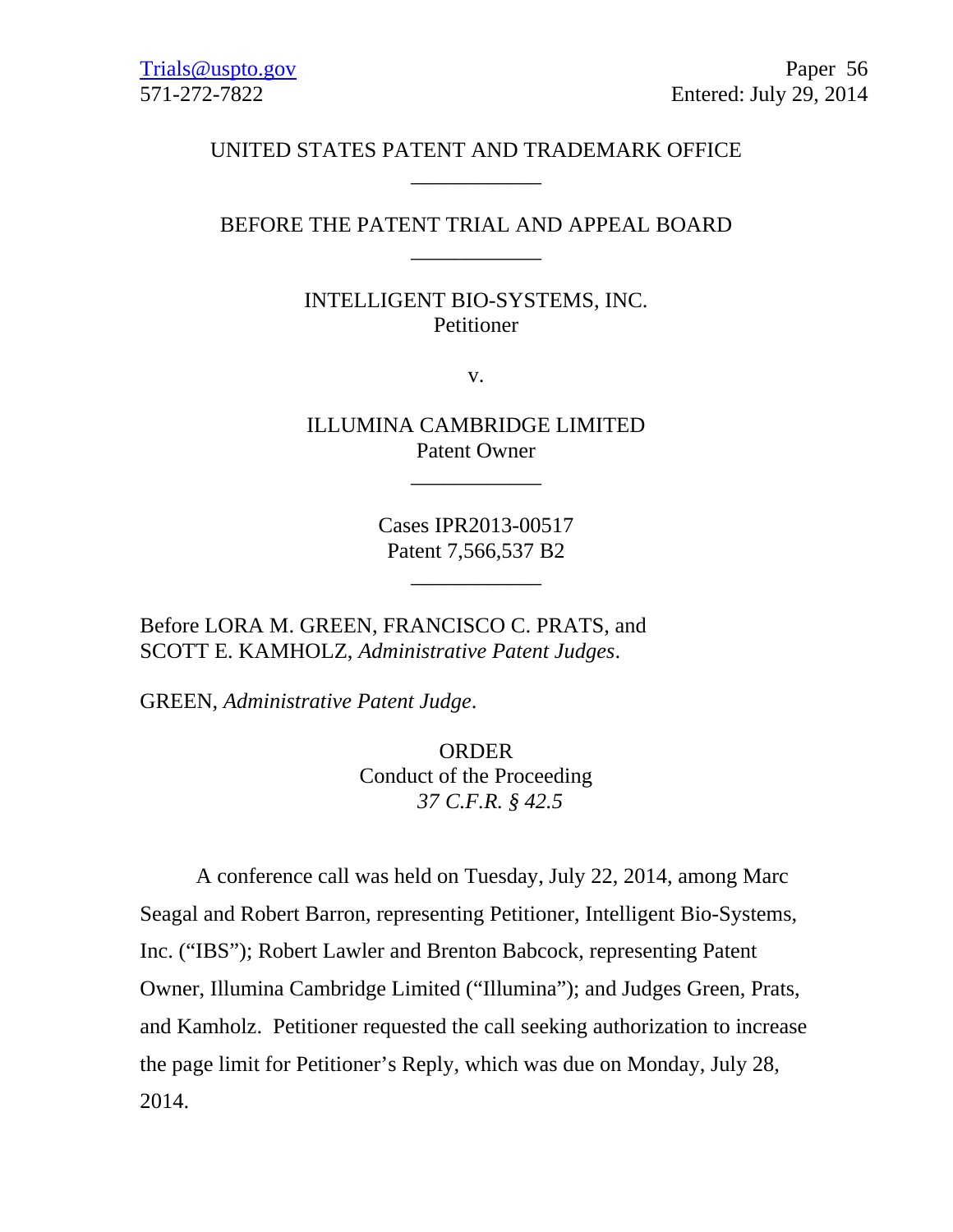Trials@uspto.gov
571-272-7822

Paper 56
Entered: July 29, 2014

UNITED STATES PATENT AND TRADEMARK OFFICE

____________

BEFORE THE PATENT TRIAL AND APPEAL BOARD

____________

INTELLIGENT BIO-SYSTEMS, INC.
Petitioner

v.

ILLUMINA CAMBRIDGE LIMITED
Patent Owner

____________

Cases IPR2013-00517
Patent 7,566,537 B2

____________

Before LORA M. GREEN, FRANCISCO C. PRATS, and SCOTT E. KAMHOLZ, *Administrative Patent Judges*.

GREEN, *Administrative Patent Judge*.

ORDER
Conduct of the Proceeding
*37 C.F.R. § 42.5*

A conference call was held on Tuesday, July 22, 2014, among Marc Seagal and Robert Barron, representing Petitioner, Intelligent Bio-Systems, Inc. ("IBS"); Robert Lawler and Brenton Babcock, representing Patent Owner, Illumina Cambridge Limited ("Illumina"); and Judges Green, Prats, and Kamholz. Petitioner requested the call seeking authorization to increase the page limit for Petitioner's Reply, which was due on Monday, July 28, 2014.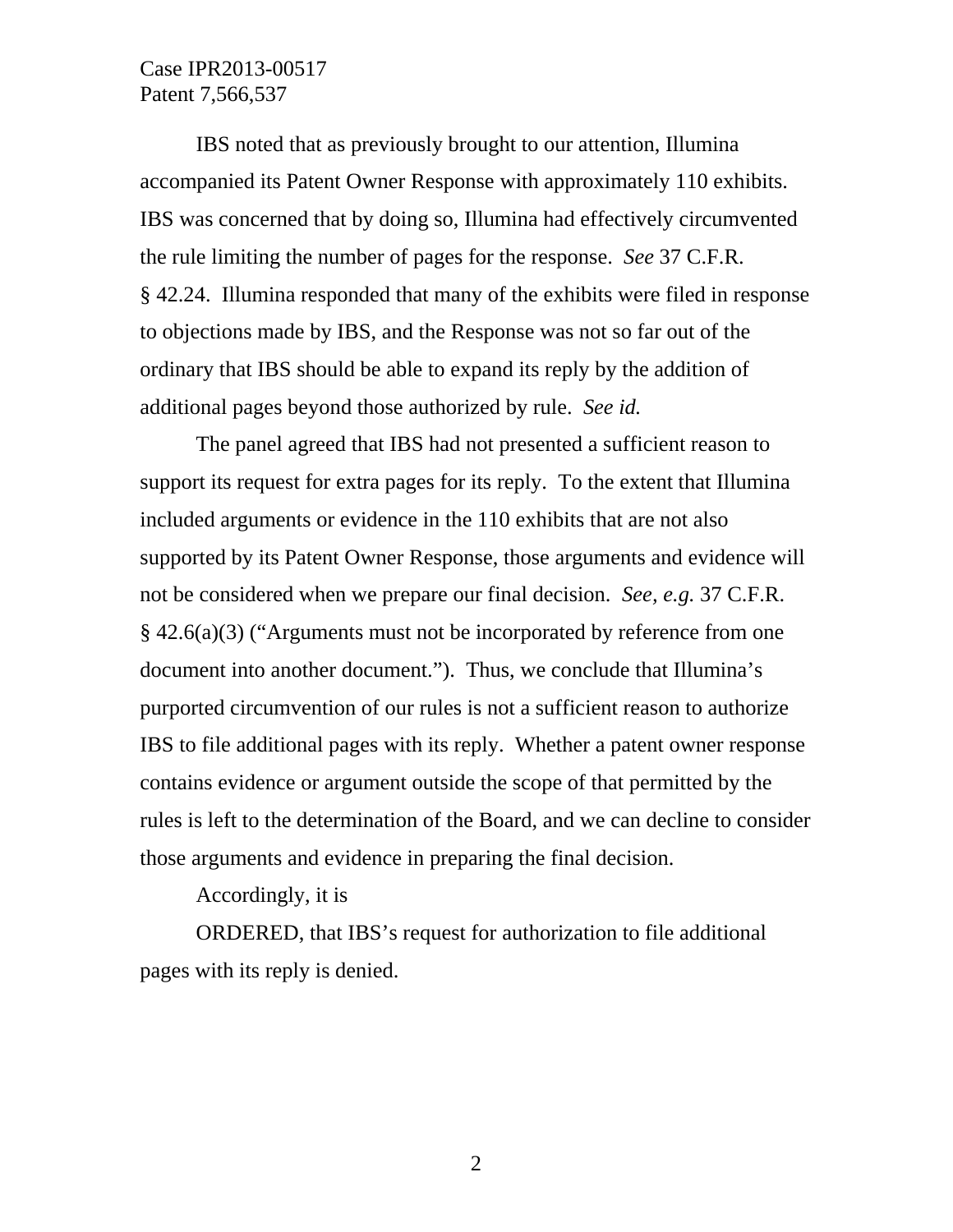IBS noted that as previously brought to our attention, Illumina accompanied its Patent Owner Response with approximately 110 exhibits. IBS was concerned that by doing so, Illumina had effectively circumvented the rule limiting the number of pages for the response. *See* 37 C.F.R. § 42.24. Illumina responded that many of the exhibits were filed in response to objections made by IBS, and the Response was not so far out of the ordinary that IBS should be able to expand its reply by the addition of additional pages beyond those authorized by rule. *See id.*

The panel agreed that IBS had not presented a sufficient reason to support its request for extra pages for its reply. To the extent that Illumina included arguments or evidence in the 110 exhibits that are not also supported by its Patent Owner Response, those arguments and evidence will not be considered when we prepare our final decision. *See, e.g.* 37 C.F.R. § 42.6(a)(3) ("Arguments must not be incorporated by reference from one document into another document."). Thus, we conclude that Illumina's purported circumvention of our rules is not a sufficient reason to authorize IBS to file additional pages with its reply. Whether a patent owner response contains evidence or argument outside the scope of that permitted by the rules is left to the determination of the Board, and we can decline to consider those arguments and evidence in preparing the final decision.

Accordingly, it is

ORDERED, that IBS's request for authorization to file additional pages with its reply is denied.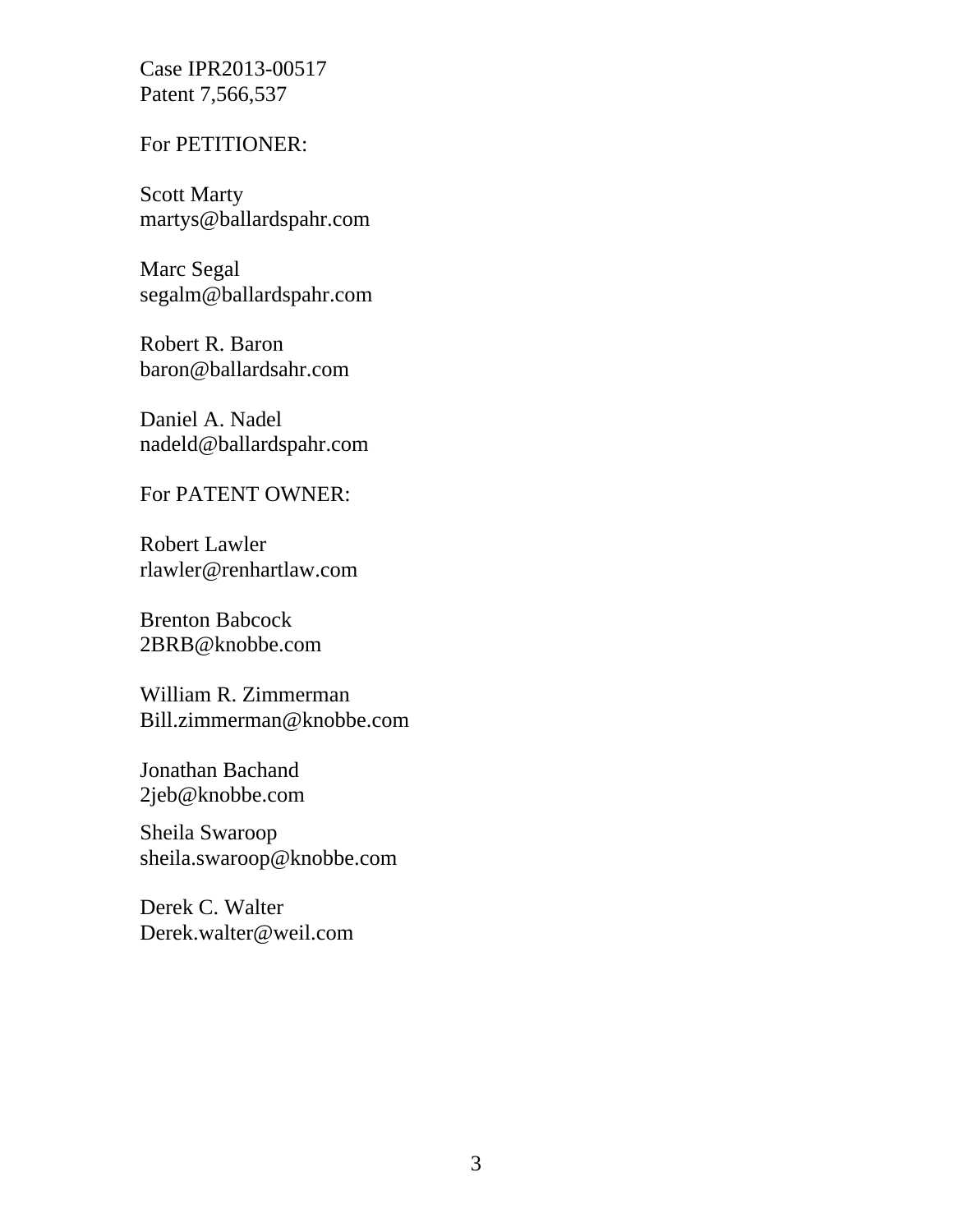Case IPR2013-00517
Patent 7,566,537

For PETITIONER:

Scott Marty
martys@ballardspahr.com

Marc Segal
segalm@ballardspahr.com

Robert R. Baron
baron@ballardsahr.com

Daniel A. Nadel
nadeld@ballardspahr.com

For PATENT OWNER:

Robert Lawler
rlawler@renhartlaw.com

Brenton Babcock
2BRB@knobbe.com

William R. Zimmerman
Bill.zimmerman@knobbe.com

Jonathan Bachand
2jeb@knobbe.com

Sheila Swaroop
sheila.swaroop@knobbe.com

Derek C. Walter
Derek.walter@weil.com